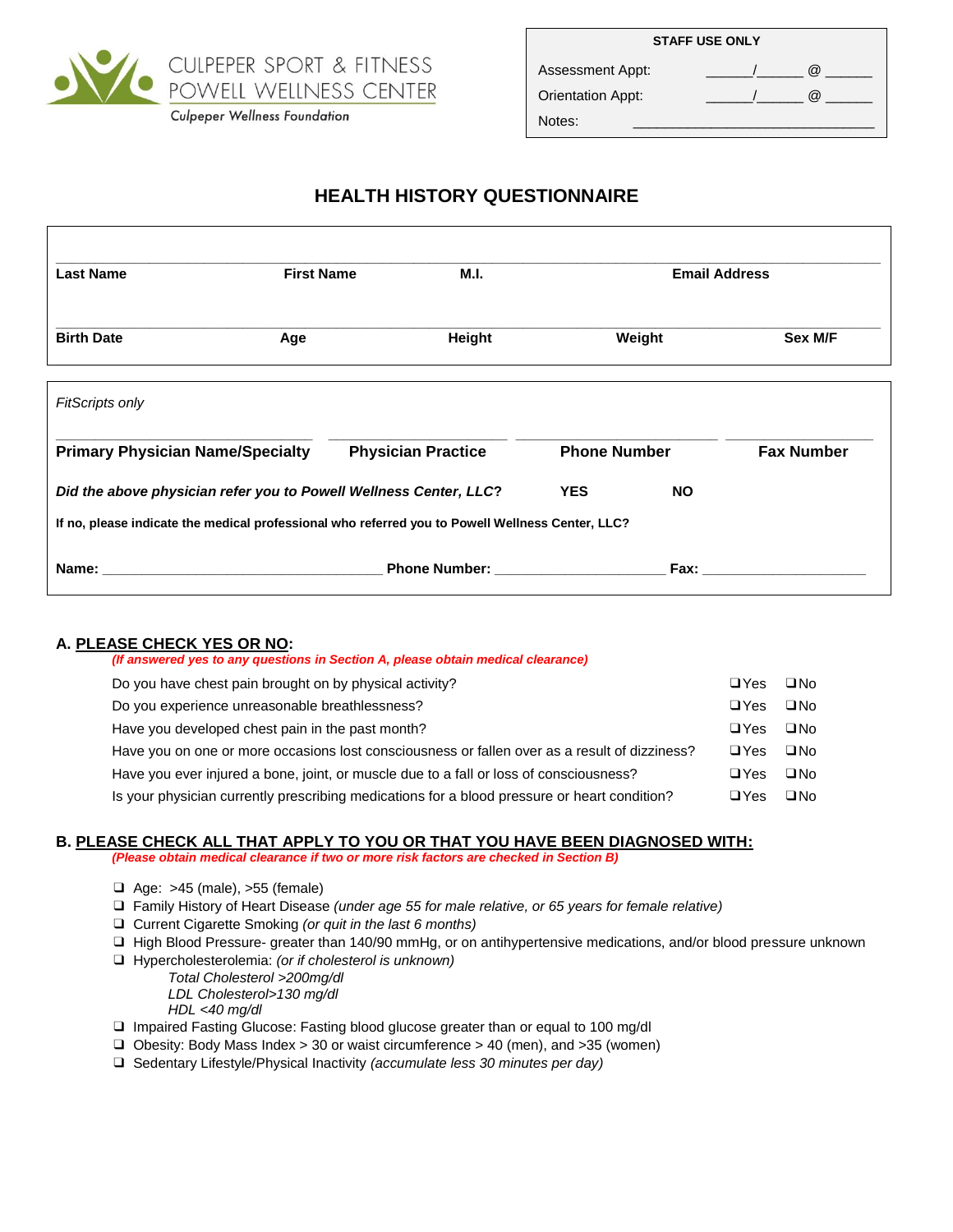CULPEPER SPORT & FITNESS
POWELL WELLNESS CENTER
Culpeper Wellness Foundation

| STAFF USE ONLY | |
|---|---|
| Assessment Appt: | ______/______ @ ______ |
| Orientation Appt: | ______/______ @ ______ |
| Notes: | ________________________________ |

# HEALTH HISTORY QUESTIONNAIRE

| Last Name | First Name | M.I. | Email Address | |
|---|---|---|---|---|
| **Birth Date** | **Age** | **Height** | **Weight** | **Sex M/F** |

*FitScripts only*

| Primary Physician Name/Specialty | Physician Practice | Phone Number | Fax Number |
|---|---|---|---|

***Did the above physician refer you to Powell Wellness Center, LLC?*** **YES** **NO**

**If no, please indicate the medical professional who referred you to Powell Wellness Center, LLC?**

**Name:** ___________________________________ **Phone Number:** _____________________ **Fax:** _____________________

## A. PLEASE CHECK YES OR NO:

***(If answered yes to any questions in Section A, please obtain medical clearance)***

| Question | | |
|---|---|---|
| Do you have chest pain brought on by physical activity? | ❑Yes | ❑No |
| Do you experience unreasonable breathlessness? | ❑Yes | ❑No |
| Have you developed chest pain in the past month? | ❑Yes | ❑No |
| Have you on one or more occasions lost consciousness or fallen over as a result of dizziness? | ❑Yes | ❑No |
| Have you ever injured a bone, joint, or muscle due to a fall or loss of consciousness? | ❑Yes | ❑No |
| Is your physician currently prescribing medications for a blood pressure or heart condition? | ❑Yes | ❑No |

## B. PLEASE CHECK ALL THAT APPLY TO YOU OR THAT YOU HAVE BEEN DIAGNOSED WITH:

***(Please obtain medical clearance if two or more risk factors are checked in Section B)***

- ❑ Age: >45 (male), >55 (female)
- ❑ Family History of Heart Disease *(under age 55 for male relative, or 65 years for female relative)*
- ❑ Current Cigarette Smoking *(or quit in the last 6 months)*
- ❑ High Blood Pressure- greater than 140/90 mmHg, or on antihypertensive medications, and/or blood pressure unknown
- ❑ Hypercholesterolemia: *(or if cholesterol is unknown)*
  - *Total Cholesterol >200mg/dl*
  - *LDL Cholesterol>130 mg/dl*
  - *HDL <40 mg/dl*
- ❑ Impaired Fasting Glucose: Fasting blood glucose greater than or equal to 100 mg/dl
- ❑ Obesity: Body Mass Index > 30 or waist circumference > 40 (men), and >35 (women)
- ❑ Sedentary Lifestyle/Physical Inactivity *(accumulate less 30 minutes per day)*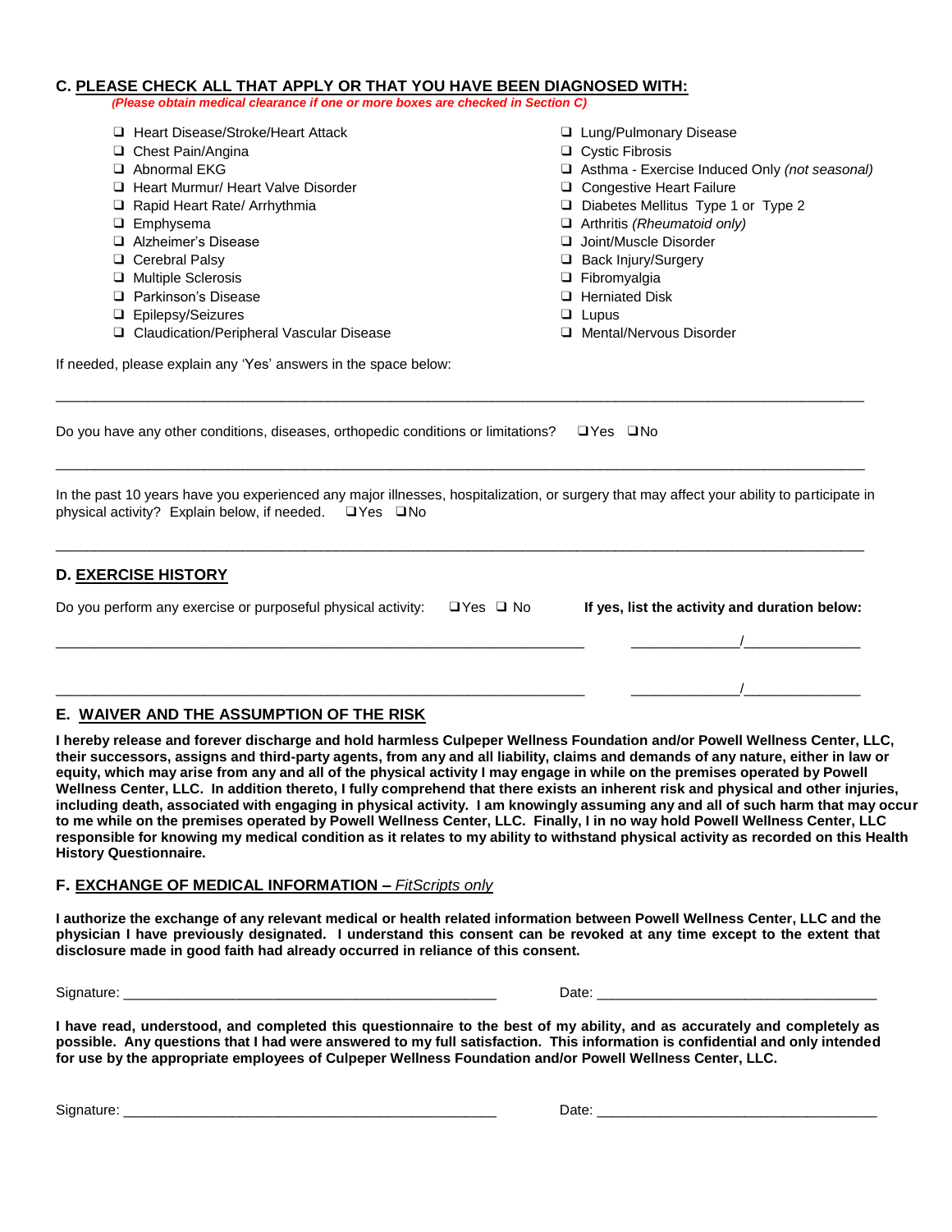## C. PLEASE CHECK ALL THAT APPLY OR THAT YOU HAVE BEEN DIAGNOSED WITH:

*(Please obtain medical clearance if one or more boxes are checked in Section C)*

- ❑ Heart Disease/Stroke/Heart Attack
- ❑ Chest Pain/Angina
- ❑ Abnormal EKG
- ❑ Heart Murmur/ Heart Valve Disorder
- ❑ Rapid Heart Rate/ Arrhythmia
- ❑ Emphysema
- ❑ Alzheimer's Disease
- ❑ Cerebral Palsy
- ❑ Multiple Sclerosis
- ❑ Parkinson's Disease
- ❑ Epilepsy/Seizures
- ❑ Claudication/Peripheral Vascular Disease
- ❑ Lung/Pulmonary Disease
- ❑ Cystic Fibrosis
- ❑ Asthma - Exercise Induced Only *(not seasonal)*
- ❑ Congestive Heart Failure
- ❑ Diabetes Mellitus Type 1 or Type 2
- ❑ Arthritis *(Rheumatoid only)*
- ❑ Joint/Muscle Disorder
- ❑ Back Injury/Surgery
- ❑ Fibromyalgia
- ❑ Herniated Disk
- ❑ Lupus
- ❑ Mental/Nervous Disorder

If needed, please explain any 'Yes' answers in the space below:

______________________________________________________________________________________________

Do you have any other conditions, diseases, orthopedic conditions or limitations? ❑Yes ❑No

______________________________________________________________________________________________

In the past 10 years have you experienced any major illnesses, hospitalization, or surgery that may affect your ability to participate in physical activity? Explain below, if needed. ❑Yes ❑No

______________________________________________________________________________________________

## D. EXERCISE HISTORY

Do you perform any exercise or purposeful physical activity: ❑Yes ❑ No **If yes, list the activity and duration below:**

______________________________________________________________ ____________/_____________

______________________________________________________________ ____________/_____________

## E. WAIVER AND THE ASSUMPTION OF THE RISK

**I hereby release and forever discharge and hold harmless Culpeper Wellness Foundation and/or Powell Wellness Center, LLC, their successors, assigns and third-party agents, from any and all liability, claims and demands of any nature, either in law or equity, which may arise from any and all of the physical activity I may engage in while on the premises operated by Powell Wellness Center, LLC. In addition thereto, I fully comprehend that there exists an inherent risk and physical and other injuries, including death, associated with engaging in physical activity. I am knowingly assuming any and all of such harm that may occur to me while on the premises operated by Powell Wellness Center, LLC. Finally, I in no way hold Powell Wellness Center, LLC responsible for knowing my medical condition as it relates to my ability to withstand physical activity as recorded on this Health History Questionnaire.**

## F. EXCHANGE OF MEDICAL INFORMATION – *FitScripts only*

**I authorize the exchange of any relevant medical or health related information between Powell Wellness Center, LLC and the physician I have previously designated. I understand this consent can be revoked at any time except to the extent that disclosure made in good faith had already occurred in reliance of this consent.**

Signature: ____________________________________________ Date: ________________________________

**I have read, understood, and completed this questionnaire to the best of my ability, and as accurately and completely as possible. Any questions that I had were answered to my full satisfaction. This information is confidential and only intended for use by the appropriate employees of Culpeper Wellness Foundation and/or Powell Wellness Center, LLC.**

Signature: ____________________________________________ Date: ________________________________